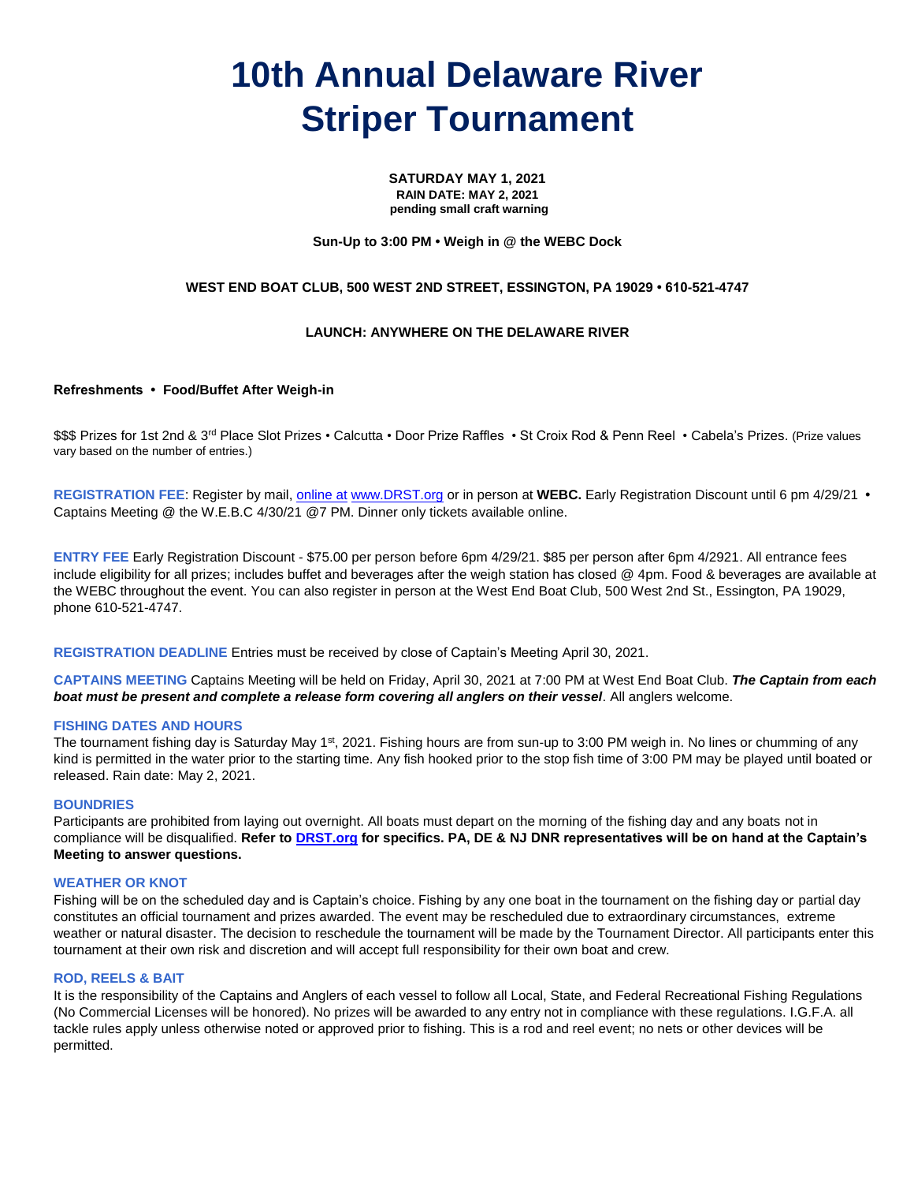# 10th Annual Delaware River Striper Tournament

**SATURDAY MAY 1, 2021**
**RAIN DATE: MAY 2, 2021**
**pending small craft warning**

**Sun-Up to 3:00 PM • Weigh in @ the WEBC Dock**

**WEST END BOAT CLUB, 500 WEST 2ND STREET, ESSINGTON, PA 19029 • 610-521-4747**

**LAUNCH: ANYWHERE ON THE DELAWARE RIVER**

**Refreshments • Food/Buffet After Weigh-in**

$$$ Prizes for 1st 2nd & 3rd Place Slot Prizes • Calcutta • Door Prize Raffles • St Croix Rod & Penn Reel • Cabela's Prizes. (Prize values vary based on the number of entries.)

**REGISTRATION FEE**: Register by mail, online at www.DRST.org or in person at **WEBC.** Early Registration Discount until 6 pm 4/29/21 • Captains Meeting @ the W.E.B.C 4/30/21 @7 PM. Dinner only tickets available online.

**ENTRY FEE** Early Registration Discount - $75.00 per person before 6pm 4/29/21. $85 per person after 6pm 4/2921. All entrance fees include eligibility for all prizes; includes buffet and beverages after the weigh station has closed @ 4pm. Food & beverages are available at the WEBC throughout the event. You can also register in person at the West End Boat Club, 500 West 2nd St., Essington, PA 19029, phone 610-521-4747.

**REGISTRATION DEADLINE** Entries must be received by close of Captain's Meeting April 30, 2021.

**CAPTAINS MEETING** Captains Meeting will be held on Friday, April 30, 2021 at 7:00 PM at West End Boat Club. ***The Captain from each boat must be present and complete a release form covering all anglers on their vessel***. All anglers welcome.

### FISHING DATES AND HOURS

The tournament fishing day is Saturday May 1st, 2021. Fishing hours are from sun-up to 3:00 PM weigh in. No lines or chumming of any kind is permitted in the water prior to the starting time. Any fish hooked prior to the stop fish time of 3:00 PM may be played until boated or released. Rain date: May 2, 2021.

### BOUNDRIES

Participants are prohibited from laying out overnight. All boats must depart on the morning of the fishing day and any boats not in compliance will be disqualified. **Refer to DRST.org for specifics. PA, DE & NJ DNR representatives will be on hand at the Captain's Meeting to answer questions.**

### WEATHER OR KNOT

Fishing will be on the scheduled day and is Captain's choice. Fishing by any one boat in the tournament on the fishing day or partial day constitutes an official tournament and prizes awarded. The event may be rescheduled due to extraordinary circumstances, extreme weather or natural disaster. The decision to reschedule the tournament will be made by the Tournament Director. All participants enter this tournament at their own risk and discretion and will accept full responsibility for their own boat and crew.

### ROD, REELS & BAIT

It is the responsibility of the Captains and Anglers of each vessel to follow all Local, State, and Federal Recreational Fishing Regulations (No Commercial Licenses will be honored). No prizes will be awarded to any entry not in compliance with these regulations. I.G.F.A. all tackle rules apply unless otherwise noted or approved prior to fishing. This is a rod and reel event; no nets or other devices will be permitted.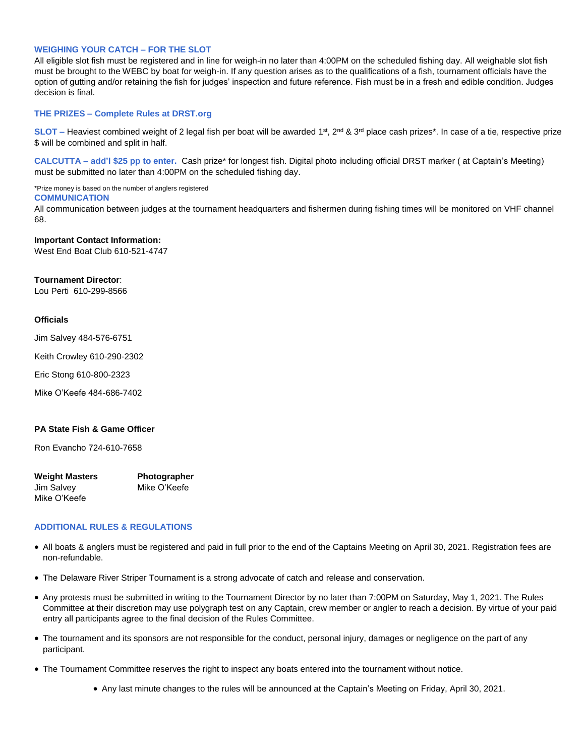### WEIGHING YOUR CATCH – FOR THE SLOT

All eligible slot fish must be registered and in line for weigh-in no later than 4:00PM on the scheduled fishing day. All weighable slot fish must be brought to the WEBC by boat for weigh-in. If any question arises as to the qualifications of a fish, tournament officials have the option of gutting and/or retaining the fish for judges' inspection and future reference. Fish must be in a fresh and edible condition. Judges decision is final.

### THE PRIZES – Complete Rules at DRST.org

**SLOT –** Heaviest combined weight of 2 legal fish per boat will be awarded 1st, 2nd & 3rd place cash prizes*. In case of a tie, respective prize $ will be combined and split in half.

**CALCUTTA – add'l $25 pp to enter.** Cash prize* for longest fish. Digital photo including official DRST marker ( at Captain's Meeting) must be submitted no later than 4:00PM on the scheduled fishing day.

*Prize money is based on the number of anglers registered

### COMMUNICATION

All communication between judges at the tournament headquarters and fishermen during fishing times will be monitored on VHF channel 68.

**Important Contact Information:**
West End Boat Club 610-521-4747

**Tournament Director**:
Lou Perti 610-299-8566

**Officials**

Jim Salvey 484-576-6751

Keith Crowley 610-290-2302

Eric Stong 610-800-2323

Mike O'Keefe 484-686-7402

**PA State Fish & Game Officer**

Ron Evancho 724-610-7658

| **Weight Masters** | **Photographer** |
|---|---|
| Jim Salvey | Mike O'Keefe |
| Mike O'Keefe | |

### ADDITIONAL RULES & REGULATIONS

- All boats & anglers must be registered and paid in full prior to the end of the Captains Meeting on April 30, 2021. Registration fees are non-refundable.
- The Delaware River Striper Tournament is a strong advocate of catch and release and conservation.
- Any protests must be submitted in writing to the Tournament Director by no later than 7:00PM on Saturday, May 1, 2021. The Rules Committee at their discretion may use polygraph test on any Captain, crew member or angler to reach a decision. By virtue of your paid entry all participants agree to the final decision of the Rules Committee.
- The tournament and its sponsors are not responsible for the conduct, personal injury, damages or negligence on the part of any participant.
- The Tournament Committee reserves the right to inspect any boats entered into the tournament without notice.
- Any last minute changes to the rules will be announced at the Captain's Meeting on Friday, April 30, 2021.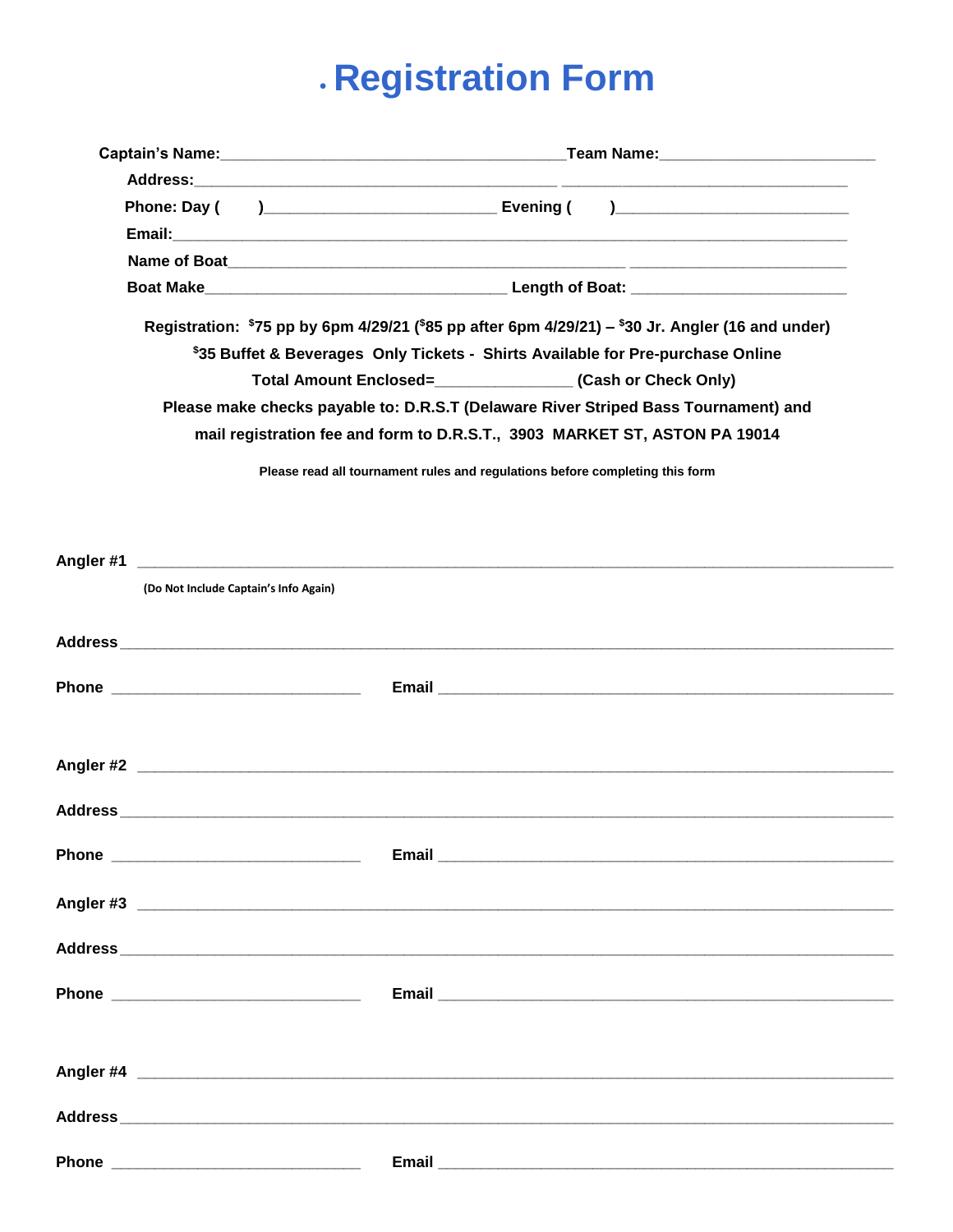# . Registration Form

**Captain's Name:**_______________________________________**Team Name:**________________________

**Address:**_________________________________________ ________________________________

**Phone: Day (     )**___________________________ **Evening (     )**___________________________

**Email:**__________________________________________________________________________

Name of Boat_____________________________________________ ________________________

**Boat Make**__________________________________ **Length of Boat:** ________________________

**Registration: $75 pp by 6pm 4/29/21 ($85 pp after 6pm 4/29/21) – $30 Jr. Angler (16 and under)**

**$35 Buffet & Beverages Only Tickets - Shirts Available for Pre-purchase Online**

**Total Amount Enclosed=**_______________ **(Cash or Check Only)**

**Please make checks payable to: D.R.S.T (Delaware River Striped Bass Tournament) and mail registration fee and form to D.R.S.T., 3903 MARKET ST, ASTON PA 19014**

**Please read all tournament rules and regulations before completing this form**

**Angler #1** ________________________________________________________________________

**(Do Not Include Captain's Info Again)**

**Address**__________________________________________________________________________

**Phone** _____________________________ **Email** ___________________________________________

**Angler #2** ________________________________________________________________________

**Address**__________________________________________________________________________

**Phone** _____________________________ **Email** ___________________________________________

**Angler #3** ________________________________________________________________________

**Address**__________________________________________________________________________

**Phone** _____________________________ **Email** ___________________________________________

**Angler #4** ________________________________________________________________________

**Address**__________________________________________________________________________

**Phone** _____________________________ **Email** ___________________________________________